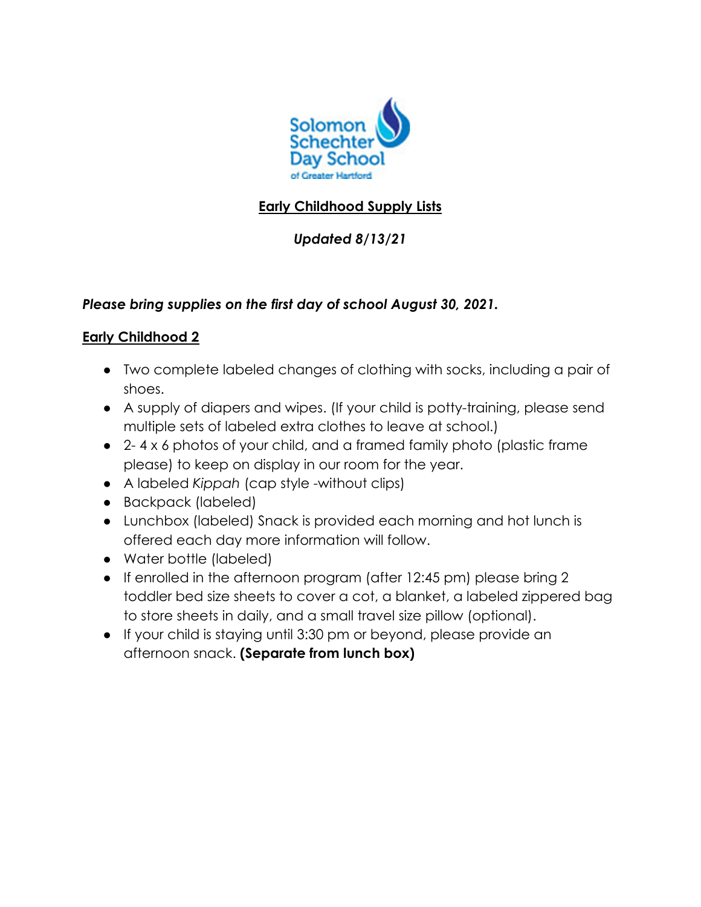Solomon Schechter Day School of Greater Hartford

# Early Childhood Supply Lists

***Updated 8/13/21***

***Please bring supplies on the first day of school August 30, 2021.***

## Early Childhood 2

- Two complete labeled changes of clothing with socks, including a pair of shoes.
- A supply of diapers and wipes. (If your child is potty-training, please send multiple sets of labeled extra clothes to leave at school.)
- 2- 4 x 6 photos of your child, and a framed family photo (plastic frame please) to keep on display in our room for the year.
- A labeled *Kippah* (cap style -without clips)
- Backpack (labeled)
- Lunchbox (labeled) Snack is provided each morning and hot lunch is offered each day more information will follow.
- Water bottle (labeled)
- If enrolled in the afternoon program (after 12:45 pm) please bring 2 toddler bed size sheets to cover a cot, a blanket, a labeled zippered bag to store sheets in daily, and a small travel size pillow (optional).
- If your child is staying until 3:30 pm or beyond, please provide an afternoon snack. **(Separate from lunch box)**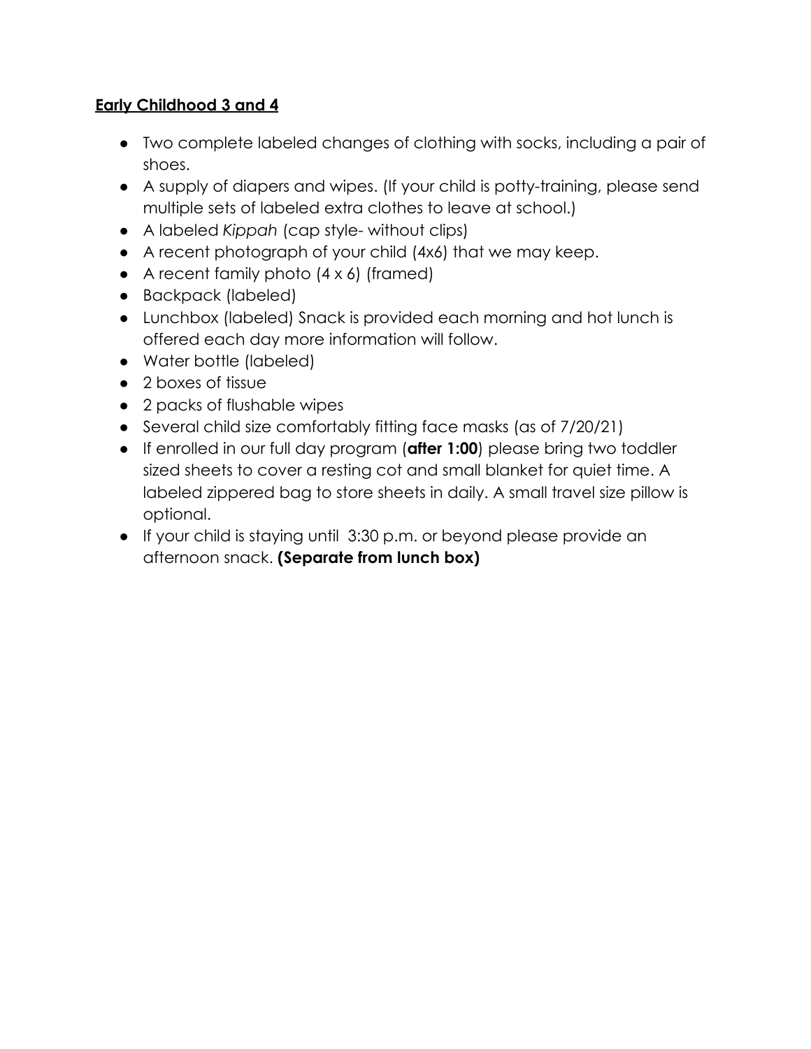**Early Childhood 3 and 4**

- Two complete labeled changes of clothing with socks, including a pair of shoes.
- A supply of diapers and wipes. (If your child is potty-training, please send multiple sets of labeled extra clothes to leave at school.)
- A labeled *Kippah* (cap style- without clips)
- A recent photograph of your child (4x6) that we may keep.
- A recent family photo (4 x 6) (framed)
- Backpack (labeled)
- Lunchbox (labeled) Snack is provided each morning and hot lunch is offered each day more information will follow.
- Water bottle (labeled)
- 2 boxes of tissue
- 2 packs of flushable wipes
- Several child size comfortably fitting face masks (as of 7/20/21)
- If enrolled in our full day program (**after 1:00**) please bring two toddler sized sheets to cover a resting cot and small blanket for quiet time. A labeled zippered bag to store sheets in daily. A small travel size pillow is optional.
- If your child is staying until 3:30 p.m. or beyond please provide an afternoon snack. **(Separate from lunch box)**